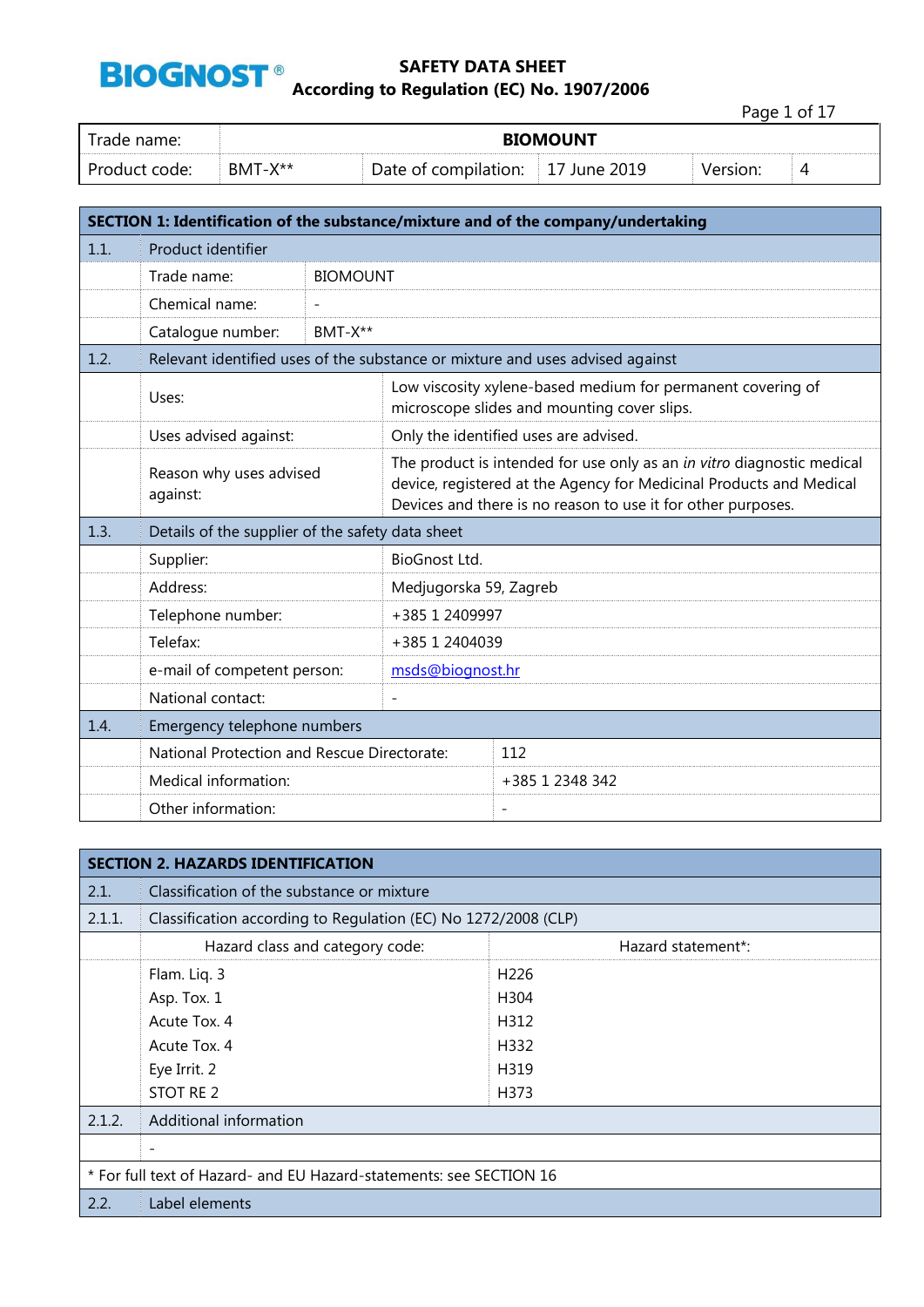**BIOGNOST®**

# SAFETY DATA SHEET
## According to Regulation (EC) No. 1907/2006

| Trade name: | BIOMOUNT | | | | |
|---|---|---|---|---|---|
| Product code: | BMT-X** | Date of compilation: | 17 June 2019 | Version: | 4 |

## SECTION 1: Identification of the substance/mixture and of the company/undertaking

| | | |
|---|---|---|
| **1.1.** | **Product identifier** | |
| | Trade name: | BIOMOUNT |
| | Chemical name: | - |
| | Catalogue number: | BMT-X** |
| **1.2.** | **Relevant identified uses of the substance or mixture and uses advised against** | |
| | Uses: | Low viscosity xylene-based medium for permanent covering of microscope slides and mounting cover slips. |
| | Uses advised against: | Only the identified uses are advised. |
| | Reason why uses advised against: | The product is intended for use only as an *in vitro* diagnostic medical device, registered at the Agency for Medicinal Products and Medical Devices and there is no reason to use it for other purposes. |
| **1.3.** | **Details of the supplier of the safety data sheet** | |
| | Supplier: | BioGnost Ltd. |
| | Address: | Medjugorska 59, Zagreb |
| | Telephone number: | +385 1 2409997 |
| | Telefax: | +385 1 2404039 |
| | e-mail of competent person: | msds@biognost.hr |
| | National contact: | - |
| **1.4.** | **Emergency telephone numbers** | |
| | National Protection and Rescue Directorate: | 112 |
| | Medical information: | +385 1 2348 342 |
| | Other information: | - |

## SECTION 2. HAZARDS IDENTIFICATION

| | | |
|---|---|---|
| **2.1.** | **Classification of the substance or mixture** | |
| **2.1.1.** | **Classification according to Regulation (EC) No 1272/2008 (CLP)** | |
| | Hazard class and category code: | Hazard statement*: |
| | Flam. Liq. 3 | H226 |
| | Asp. Tox. 1 | H304 |
| | Acute Tox. 4 | H312 |
| | Acute Tox. 4 | H332 |
| | Eye Irrit. 2 | H319 |
| | STOT RE 2 | H373 |
| **2.1.2.** | **Additional information** | |
| | - | |

* For full text of Hazard- and EU Hazard-statements: see SECTION 16

| | |
|---|---|
| **2.2.** | **Label elements** |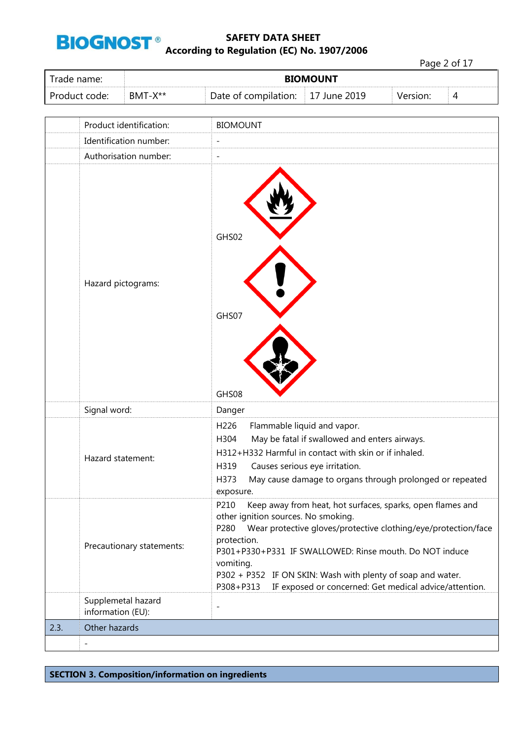| Trade name: | BIOMOUNT | | | | |
|---|---|---|---|---|---|
| Product code: | BMT-X** | Date of compilation: | 17 June 2019 | Version: | 4 |

| | | |
|---|---|---|
| | Product identification: | BIOMOUNT |
| | Identification number: | - |
| | Authorisation number: | - |
| | Hazard pictograms: | GHS02<br>GHS07<br>GHS08 |
| | Signal word: | Danger |
| | Hazard statement: | H226 Flammable liquid and vapor.<br>H304 May be fatal if swallowed and enters airways.<br>H312+H332 Harmful in contact with skin or if inhaled.<br>H319 Causes serious eye irritation.<br>H373 May cause damage to organs through prolonged or repeated exposure. |
| | Precautionary statements: | P210 Keep away from heat, hot surfaces, sparks, open flames and other ignition sources. No smoking.<br>P280 Wear protective gloves/protective clothing/eye/protection/face protection.<br>P301+P330+P331 IF SWALLOWED: Rinse mouth. Do NOT induce vomiting.<br>P302 + P352 IF ON SKIN: Wash with plenty of soap and water.<br>P308+P313 IF exposed or concerned: Get medical advice/attention. |
| | Supplemetal hazard information (EU): | - |
| 2.3. | Other hazards | |
| | - | |

## SECTION 3. Composition/information on ingredients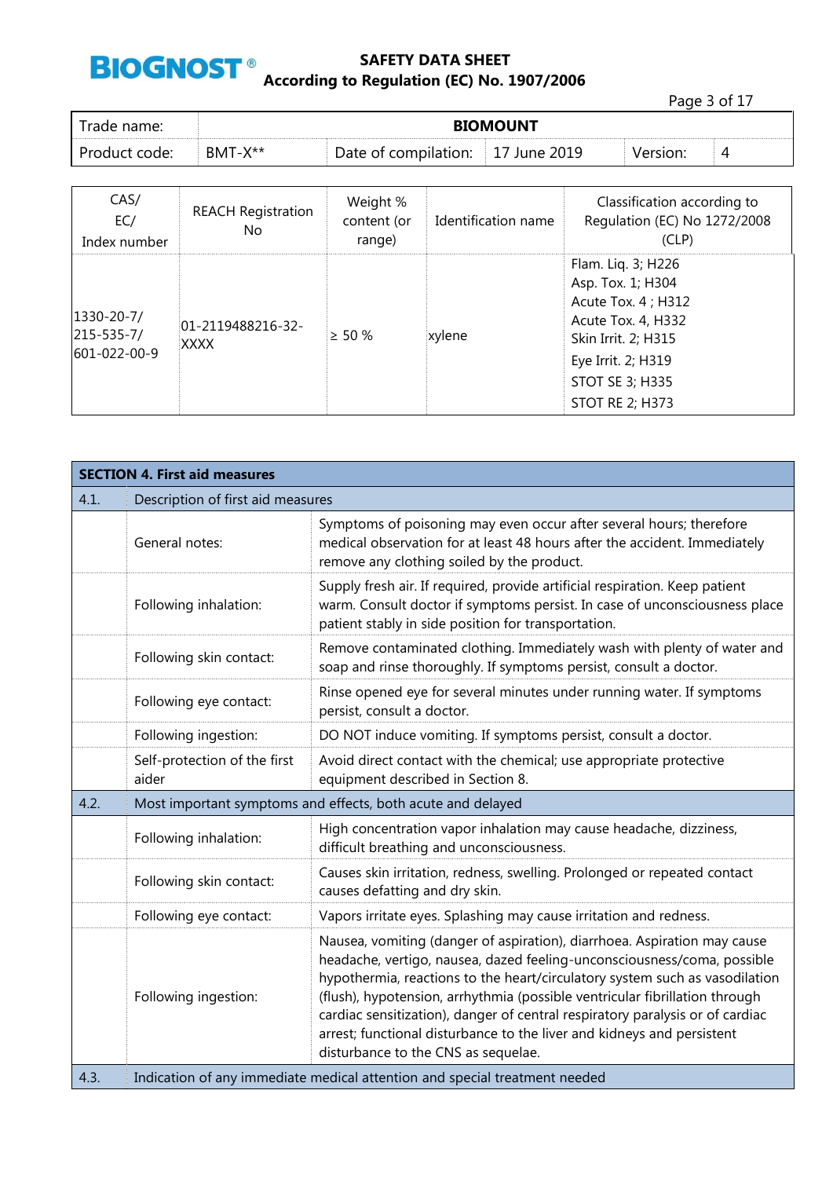| CAS/ EC/ Index number | REACH Registration No | Weight % content (or range) | Identification name | Classification according to Regulation (EC) No 1272/2008 (CLP) |
|---|---|---|---|---|
| 1330-20-7/ 215-535-7/ 601-022-00-9 | 01-2119488216-32-XXXX | ≥ 50 % | xylene | Flam. Liq. 3; H226<br>Asp. Tox. 1; H304<br>Acute Tox. 4 ; H312<br>Acute Tox. 4, H332<br>Skin Irrit. 2; H315<br>Eye Irrit. 2; H319<br>STOT SE 3; H335<br>STOT RE 2; H373 |

| SECTION 4. First aid measures | | |
|---|---|---|
| 4.1. | Description of first aid measures | |
| | General notes: | Symptoms of poisoning may even occur after several hours; therefore medical observation for at least 48 hours after the accident. Immediately remove any clothing soiled by the product. |
| | Following inhalation: | Supply fresh air. If required, provide artificial respiration. Keep patient warm. Consult doctor if symptoms persist. In case of unconsciousness place patient stably in side position for transportation. |
| | Following skin contact: | Remove contaminated clothing. Immediately wash with plenty of water and soap and rinse thoroughly. If symptoms persist, consult a doctor. |
| | Following eye contact: | Rinse opened eye for several minutes under running water. If symptoms persist, consult a doctor. |
| | Following ingestion: | DO NOT induce vomiting. If symptoms persist, consult a doctor. |
| | Self-protection of the first aider | Avoid direct contact with the chemical; use appropriate protective equipment described in Section 8. |
| 4.2. | Most important symptoms and effects, both acute and delayed | |
| | Following inhalation: | High concentration vapor inhalation may cause headache, dizziness, difficult breathing and unconsciousness. |
| | Following skin contact: | Causes skin irritation, redness, swelling. Prolonged or repeated contact causes defatting and dry skin. |
| | Following eye contact: | Vapors irritate eyes. Splashing may cause irritation and redness. |
| | Following ingestion: | Nausea, vomiting (danger of aspiration), diarrhoea. Aspiration may cause headache, vertigo, nausea, dazed feeling-unconsciousness/coma, possible hypothermia, reactions to the heart/circulatory system such as vasodilation (flush), hypotension, arrhythmia (possible ventricular fibrillation through cardiac sensitization), danger of central respiratory paralysis or of cardiac arrest; functional disturbance to the liver and kidneys and persistent disturbance to the CNS as sequelae. |
| 4.3. | Indication of any immediate medical attention and special treatment needed | |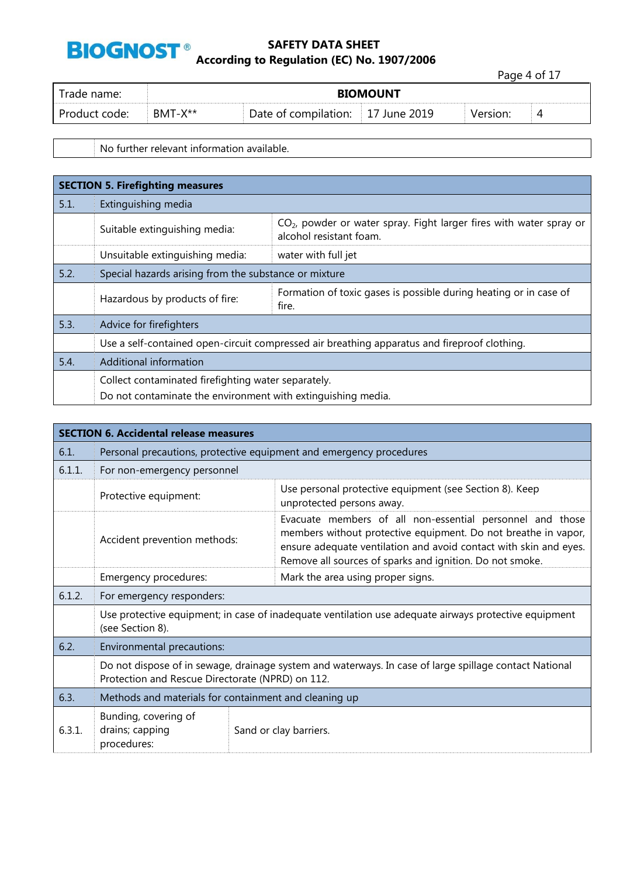| | No further relevant information available. |
|---|---|

| **SECTION 5. Firefighting measures** | | |
|---|---|---|
| 5.1. | Extinguishing media | |
| | Suitable extinguishing media: | $CO_2$, powder or water spray. Fight larger fires with water spray or alcohol resistant foam. |
| | Unsuitable extinguishing media: | water with full jet |
| 5.2. | Special hazards arising from the substance or mixture | |
| | Hazardous by products of fire: | Formation of toxic gases is possible during heating or in case of fire. |
| 5.3. | Advice for firefighters | |
| | Use a self-contained open-circuit compressed air breathing apparatus and fireproof clothing. | |
| 5.4. | Additional information | |
| | Collect contaminated firefighting water separately.<br>Do not contaminate the environment with extinguishing media. | |

| **SECTION 6. Accidental release measures** | | |
|---|---|---|
| 6.1. | Personal precautions, protective equipment and emergency procedures | |
| 6.1.1. | For non-emergency personnel | |
| | Protective equipment: | Use personal protective equipment (see Section 8). Keep unprotected persons away. |
| | Accident prevention methods: | Evacuate members of all non-essential personnel and those members without protective equipment. Do not breathe in vapor, ensure adequate ventilation and avoid contact with skin and eyes. Remove all sources of sparks and ignition. Do not smoke. |
| | Emergency procedures: | Mark the area using proper signs. |
| 6.1.2. | For emergency responders: | |
| | Use protective equipment; in case of inadequate ventilation use adequate airways protective equipment (see Section 8). | |
| 6.2. | Environmental precautions: | |
| | Do not dispose of in sewage, drainage system and waterways. In case of large spillage contact National Protection and Rescue Directorate (NPRD) on 112. | |
| 6.3. | Methods and materials for containment and cleaning up | |
| 6.3.1. | Bunding, covering of drains; capping procedures: | Sand or clay barriers. |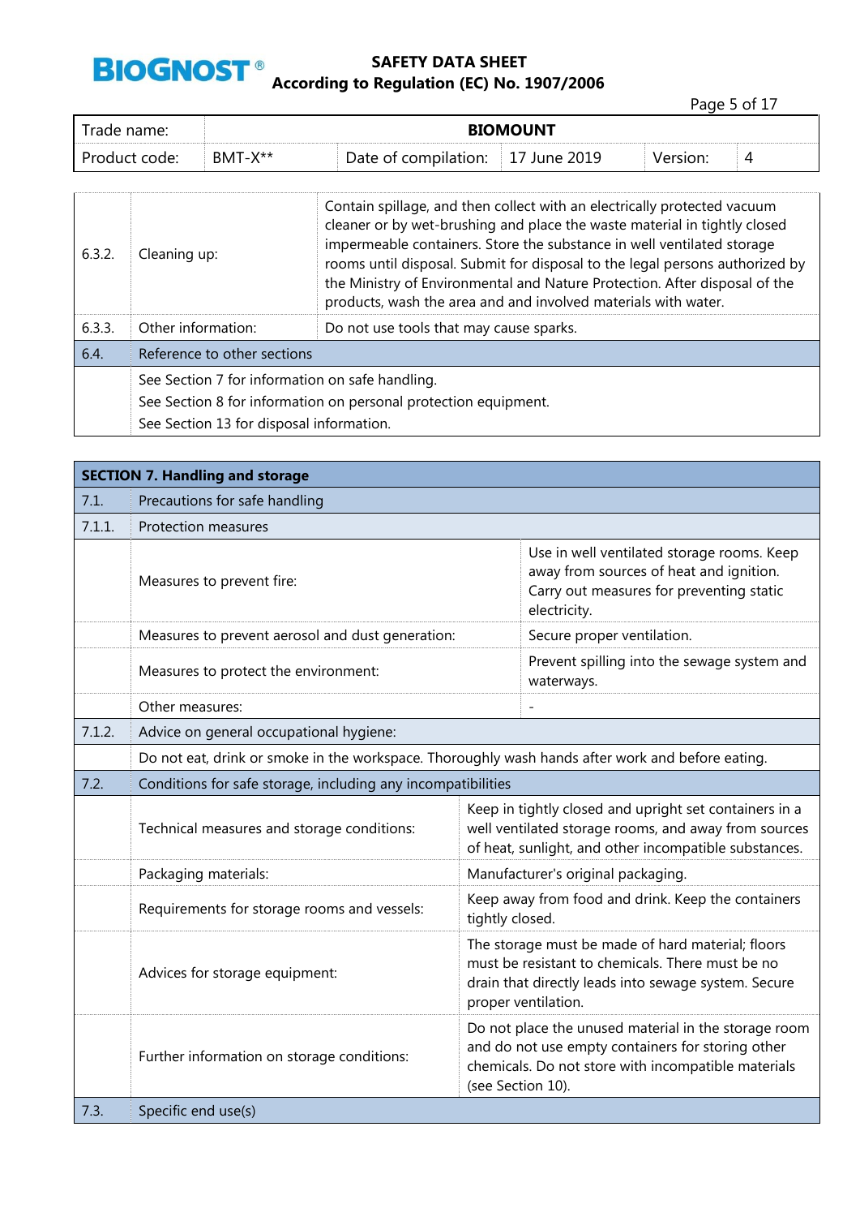| Trade name: | BIOMOUNT | | | | |
|---|---|---|---|---|---|
| Product code: | BMT-X** | Date of compilation: | 17 June 2019 | Version: | 4 |

| | | |
|---|---|---|
| 6.3.2. | Cleaning up: | Contain spillage, and then collect with an electrically protected vacuum cleaner or by wet-brushing and place the waste material in tightly closed impermeable containers. Store the substance in well ventilated storage rooms until disposal. Submit for disposal to the legal persons authorized by the Ministry of Environmental and Nature Protection. After disposal of the products, wash the area and and involved materials with water. |
| 6.3.3. | Other information: | Do not use tools that may cause sparks. |
| 6.4. | Reference to other sections | |
| | See Section 7 for information on safe handling.<br>See Section 8 for information on personal protection equipment.<br>See Section 13 for disposal information. | |

## SECTION 7. Handling and storage

| | | |
|---|---|---|
| 7.1. | Precautions for safe handling | |
| 7.1.1. | Protection measures | |
| | Measures to prevent fire: | Use in well ventilated storage rooms. Keep away from sources of heat and ignition. Carry out measures for preventing static electricity. |
| | Measures to prevent aerosol and dust generation: | Secure proper ventilation. |
| | Measures to protect the environment: | Prevent spilling into the sewage system and waterways. |
| | Other measures: | - |
| 7.1.2. | Advice on general occupational hygiene: | |
| | Do not eat, drink or smoke in the workspace. Thoroughly wash hands after work and before eating. | |
| 7.2. | Conditions for safe storage, including any incompatibilities | |
| | Technical measures and storage conditions: | Keep in tightly closed and upright set containers in a well ventilated storage rooms, and away from sources of heat, sunlight, and other incompatible substances. |
| | Packaging materials: | Manufacturer's original packaging. |
| | Requirements for storage rooms and vessels: | Keep away from food and drink. Keep the containers tightly closed. |
| | Advices for storage equipment: | The storage must be made of hard material; floors must be resistant to chemicals. There must be no drain that directly leads into sewage system. Secure proper ventilation. |
| | Further information on storage conditions: | Do not place the unused material in the storage room and do not use empty containers for storing other chemicals. Do not store with incompatible materials (see Section 10). |
| 7.3. | Specific end use(s) | |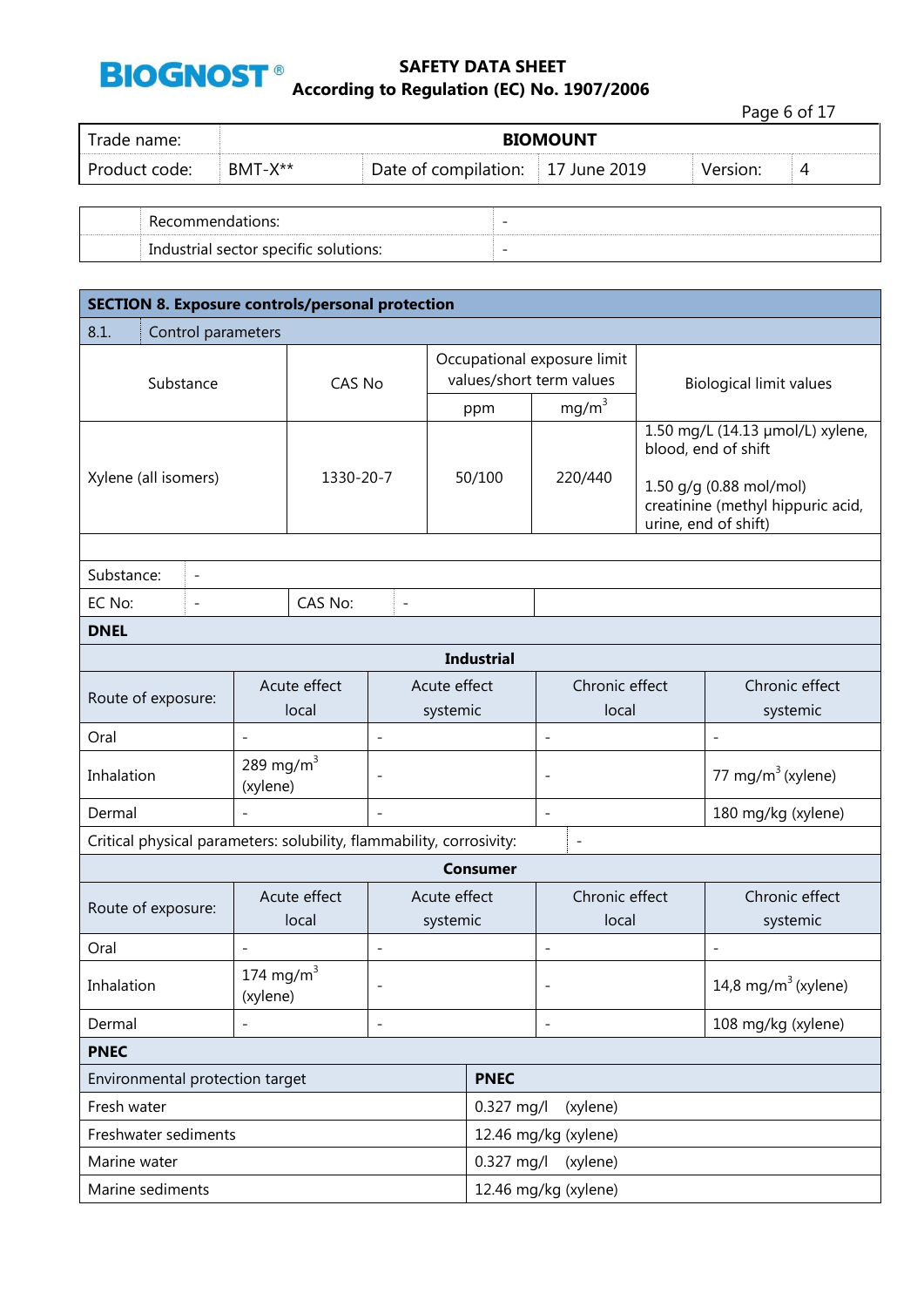| | | |
|---|---|---|
| | Recommendations: | - |
| | Industrial sector specific solutions: | - |

## SECTION 8. Exposure controls/personal protection

### 8.1. Control parameters

| Substance | CAS No | Occupational exposure limit values/short term values | | Biological limit values |
|---|---|---|---|---|
| | | ppm | mg/m$^3$ | |
| Xylene (all isomers) | 1330-20-7 | 50/100 | 220/440 | 1.50 mg/L (14.13 µmol/L) xylene, blood, end of shift<br><br>1.50 g/g (0.88 mol/mol) creatinine (methyl hippuric acid, urine, end of shift) |

| | | | |
|---|---|---|---|
| Substance: | - | | |
| EC No: | - | CAS No: | - |

**DNEL**

**Industrial**

| Route of exposure: | Acute effect local | Acute effect systemic | Chronic effect local | Chronic effect systemic |
|---|---|---|---|---|
| Oral | - | - | - | - |
| Inhalation | 289 mg/m$^3$ (xylene) | - | - | 77 mg/m$^3$ (xylene) |
| Dermal | - | - | - | 180 mg/kg (xylene) |

Critical physical parameters: solubility, flammability, corrosivity: -

**Consumer**

| Route of exposure: | Acute effect local | Acute effect systemic | Chronic effect local | Chronic effect systemic |
|---|---|---|---|---|
| Oral | - | - | - | - |
| Inhalation | 174 mg/m$^3$ (xylene) | - | - | 14,8 mg/m$^3$ (xylene) |
| Dermal | - | - | - | 108 mg/kg (xylene) |

**PNEC**

| Environmental protection target | **PNEC** |
|---|---|
| Fresh water | 0.327 mg/l (xylene) |
| Freshwater sediments | 12.46 mg/kg (xylene) |
| Marine water | 0.327 mg/l (xylene) |
| Marine sediments | 12.46 mg/kg (xylene) |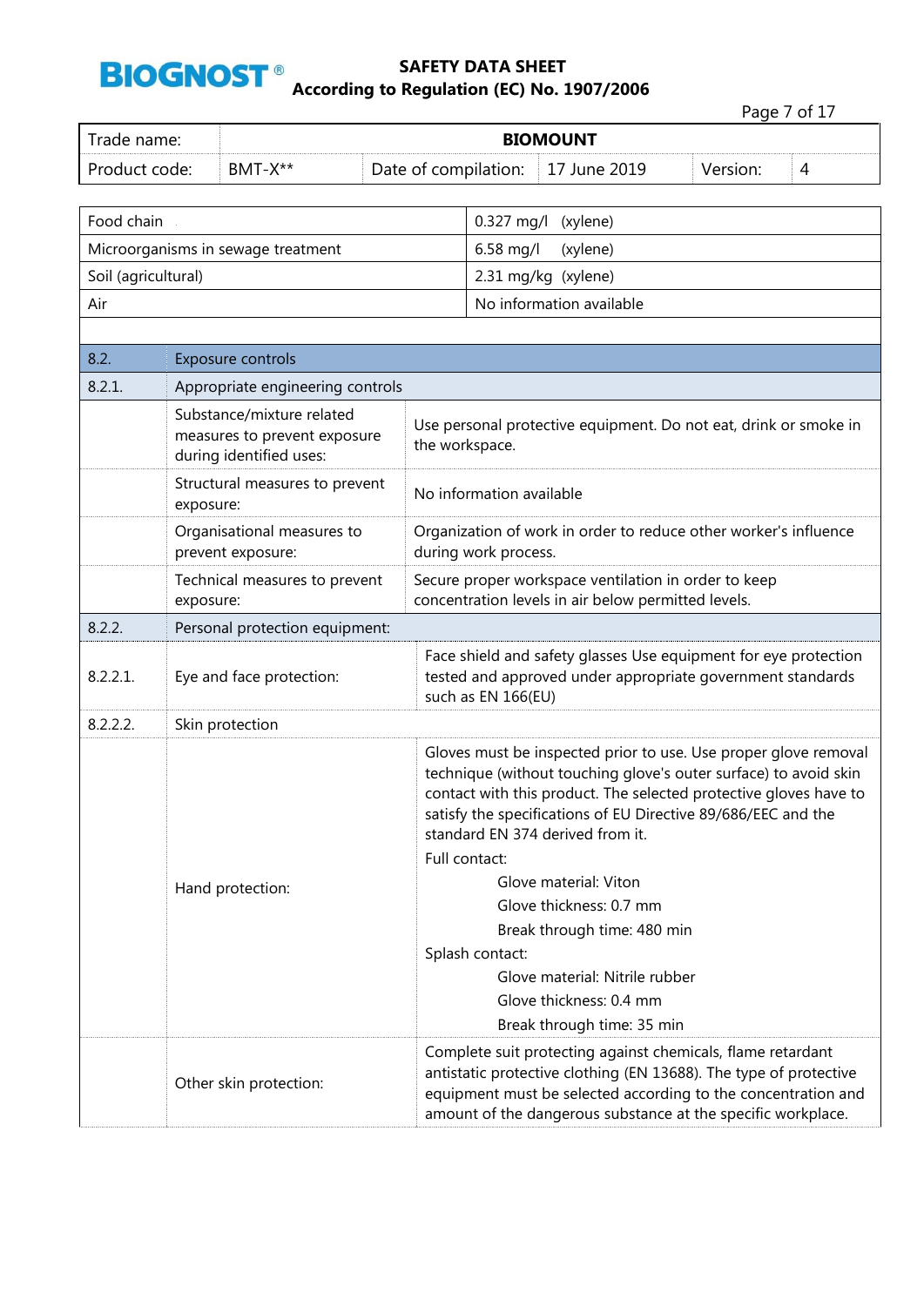| Food chain | 0.327 mg/l (xylene) |
|---|---|
| Microorganisms in sewage treatment | 6.58 mg/l (xylene) |
| Soil (agricultural) | 2.31 mg/kg (xylene) |
| Air | No information available |

| 8.2. | Exposure controls | |
|---|---|---|
| 8.2.1. | Appropriate engineering controls | |
| | Substance/mixture related measures to prevent exposure during identified uses: | Use personal protective equipment. Do not eat, drink or smoke in the workspace. |
| | Structural measures to prevent exposure: | No information available |
| | Organisational measures to prevent exposure: | Organization of work in order to reduce other worker's influence during work process. |
| | Technical measures to prevent exposure: | Secure proper workspace ventilation in order to keep concentration levels in air below permitted levels. |
| 8.2.2. | Personal protection equipment: | |
| 8.2.2.1. | Eye and face protection: | Face shield and safety glasses Use equipment for eye protection tested and approved under appropriate government standards such as EN 166(EU) |
| 8.2.2.2. | Skin protection | |
| | Hand protection: | Gloves must be inspected prior to use. Use proper glove removal technique (without touching glove's outer surface) to avoid skin contact with this product. The selected protective gloves have to satisfy the specifications of EU Directive 89/686/EEC and the standard EN 374 derived from it.<br>Full contact:<br>Glove material: Viton<br>Glove thickness: 0.7 mm<br>Break through time: 480 min<br>Splash contact:<br>Glove material: Nitrile rubber<br>Glove thickness: 0.4 mm<br>Break through time: 35 min |
| | Other skin protection: | Complete suit protecting against chemicals, flame retardant antistatic protective clothing (EN 13688). The type of protective equipment must be selected according to the concentration and amount of the dangerous substance at the specific workplace. |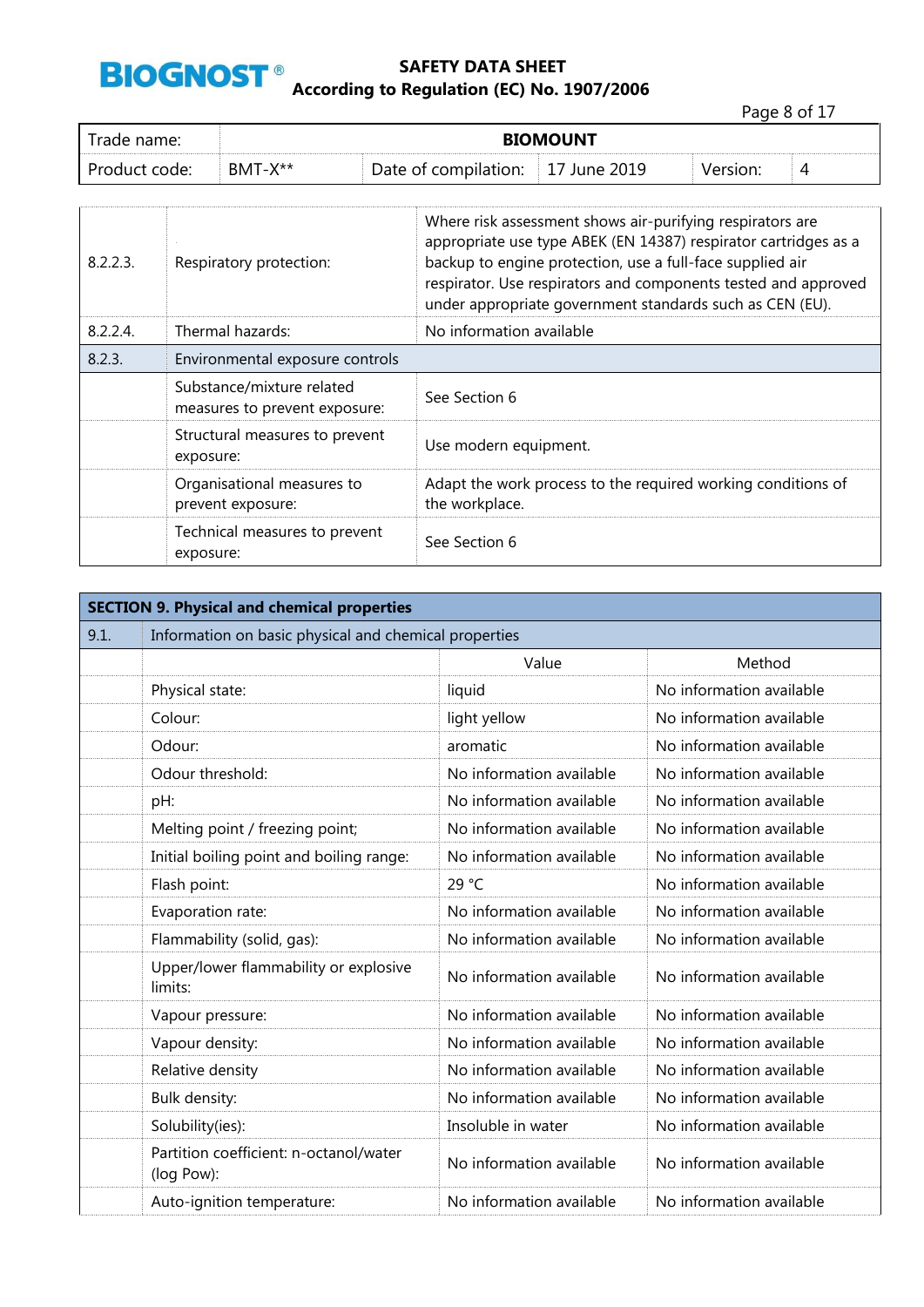| | | |
|---|---|---|
| 8.2.2.3. | Respiratory protection: | Where risk assessment shows air-purifying respirators are appropriate use type ABEK (EN 14387) respirator cartridges as a backup to engine protection, use a full-face supplied air respirator. Use respirators and components tested and approved under appropriate government standards such as CEN (EU). |
| 8.2.2.4. | Thermal hazards: | No information available |
| 8.2.3. | Environmental exposure controls | |
| | Substance/mixture related measures to prevent exposure: | See Section 6 |
| | Structural measures to prevent exposure: | Use modern equipment. |
| | Organisational measures to prevent exposure: | Adapt the work process to the required working conditions of the workplace. |
| | Technical measures to prevent exposure: | See Section 6 |

## SECTION 9. Physical and chemical properties

| 9.1. | Information on basic physical and chemical properties | | |
|---|---|---|---|
| | | Value | Method |
| | Physical state: | liquid | No information available |
| | Colour: | light yellow | No information available |
| | Odour: | aromatic | No information available |
| | Odour threshold: | No information available | No information available |
| | pH: | No information available | No information available |
| | Melting point / freezing point; | No information available | No information available |
| | Initial boiling point and boiling range: | No information available | No information available |
| | Flash point: | 29 °C | No information available |
| | Evaporation rate: | No information available | No information available |
| | Flammability (solid, gas): | No information available | No information available |
| | Upper/lower flammability or explosive limits: | No information available | No information available |
| | Vapour pressure: | No information available | No information available |
| | Vapour density: | No information available | No information available |
| | Relative density | No information available | No information available |
| | Bulk density: | No information available | No information available |
| | Solubility(ies): | Insoluble in water | No information available |
| | Partition coefficient: n-octanol/water (log Pow): | No information available | No information available |
| | Auto-ignition temperature: | No information available | No information available |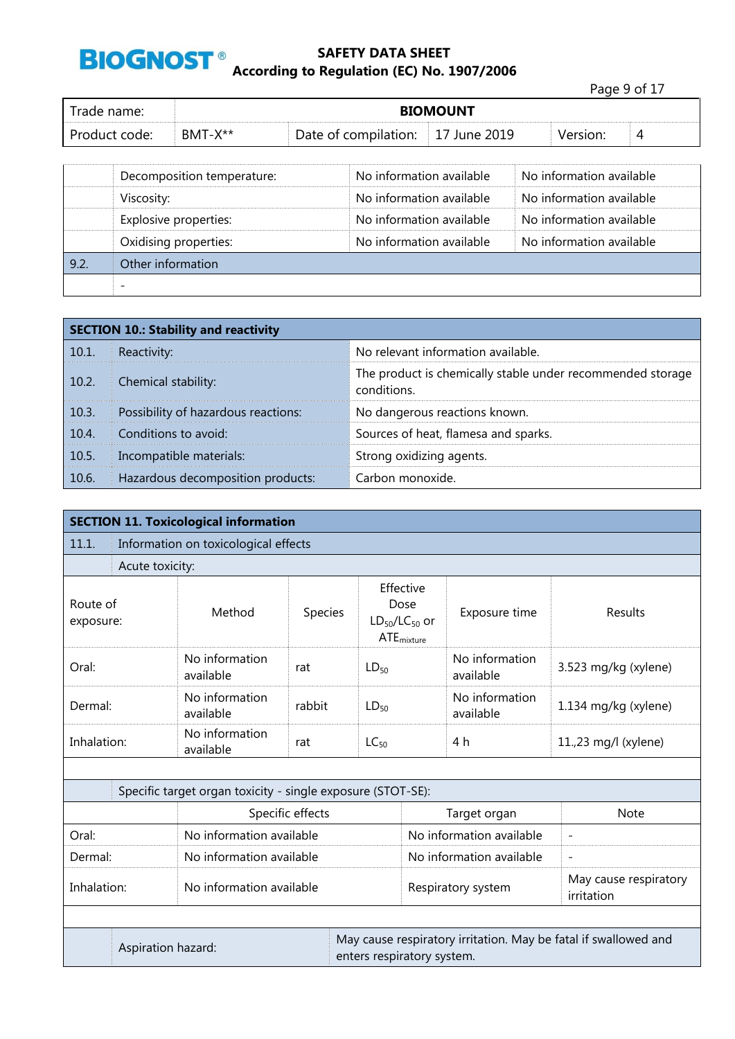| | | | |
|---|---|---|---|
| | Decomposition temperature: | No information available | No information available |
| | Viscosity: | No information available | No information available |
| | Explosive properties: | No information available | No information available |
| | Oxidising properties: | No information available | No information available |
| 9.2. | Other information | | |
| | - | | |

## SECTION 10.: Stability and reactivity

| | | |
|---|---|---|
| 10.1. | Reactivity: | No relevant information available. |
| 10.2. | Chemical stability: | The product is chemically stable under recommended storage conditions. |
| 10.3. | Possibility of hazardous reactions: | No dangerous reactions known. |
| 10.4. | Conditions to avoid: | Sources of heat, flamesa and sparks. |
| 10.5. | Incompatible materials: | Strong oxidizing agents. |
| 10.6. | Hazardous decomposition products: | Carbon monoxide. |

## SECTION 11. Toxicological information

11.1. Information on toxicological effects

Acute toxicity:

| Route of exposure: | Method | Species | Effective Dose $LD_{50}$/$LC_{50}$ or $ATE_{mixture}$ | Exposure time | Results |
|---|---|---|---|---|---|
| Oral: | No information available | rat | $LD_{50}$ | No information available | 3.523 mg/kg (xylene) |
| Dermal: | No information available | rabbit | $LD_{50}$ | No information available | 1.134 mg/kg (xylene) |
| Inhalation: | No information available | rat | $LC_{50}$ | 4 h | 11.,23 mg/l (xylene) |

Specific target organ toxicity - single exposure (STOT-SE):

| | Specific effects | Target organ | Note |
|---|---|---|---|
| Oral: | No information available | No information available | - |
| Dermal: | No information available | No information available | - |
| Inhalation: | No information available | Respiratory system | May cause respiratory irritation |

| | |
|---|---|
| Aspiration hazard: | May cause respiratory irritation. May be fatal if swallowed and enters respiratory system. |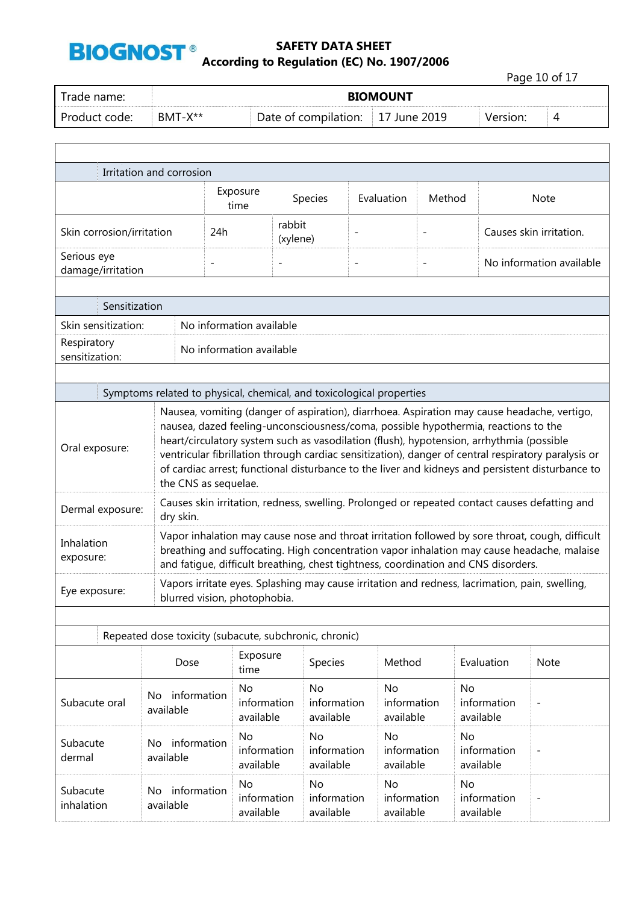### Irritation and corrosion

| | Exposure time | Species | Evaluation | Method | Note |
|---|---|---|---|---|---|
| Skin corrosion/irritation | 24h | rabbit (xylene) | - | - | Causes skin irritation. |
| Serious eye damage/irritation | - | - | - | - | No information available |

### Sensitization

| | |
|---|---|
| Skin sensitization: | No information available |
| Respiratory sensitization: | No information available |

### Symptoms related to physical, chemical, and toxicological properties

| | |
|---|---|
| Oral exposure: | Nausea, vomiting (danger of aspiration), diarrhoea. Aspiration may cause headache, vertigo, nausea, dazed feeling-unconsciousness/coma, possible hypothermia, reactions to the heart/circulatory system such as vasodilation (flush), hypotension, arrhythmia (possible ventricular fibrillation through cardiac sensitization), danger of central respiratory paralysis or of cardiac arrest; functional disturbance to the liver and kidneys and persistent disturbance to the CNS as sequelae. |
| Dermal exposure: | Causes skin irritation, redness, swelling. Prolonged or repeated contact causes defatting and dry skin. |
| Inhalation exposure: | Vapor inhalation may cause nose and throat irritation followed by sore throat, cough, difficult breathing and suffocating. High concentration vapor inhalation may cause headache, malaise and fatigue, difficult breathing, chest tightness, coordination and CNS disorders. |
| Eye exposure: | Vapors irritate eyes. Splashing may cause irritation and redness, lacrimation, pain, swelling, blurred vision, photophobia. |

### Repeated dose toxicity (subacute, subchronic, chronic)

| | Dose | Exposure time | Species | Method | Evaluation | Note |
|---|---|---|---|---|---|---|
| Subacute oral | No information available | No information available | No information available | No information available | No information available | - |
| Subacute dermal | No information available | No information available | No information available | No information available | No information available | - |
| Subacute inhalation | No information available | No information available | No information available | No information available | No information available | - |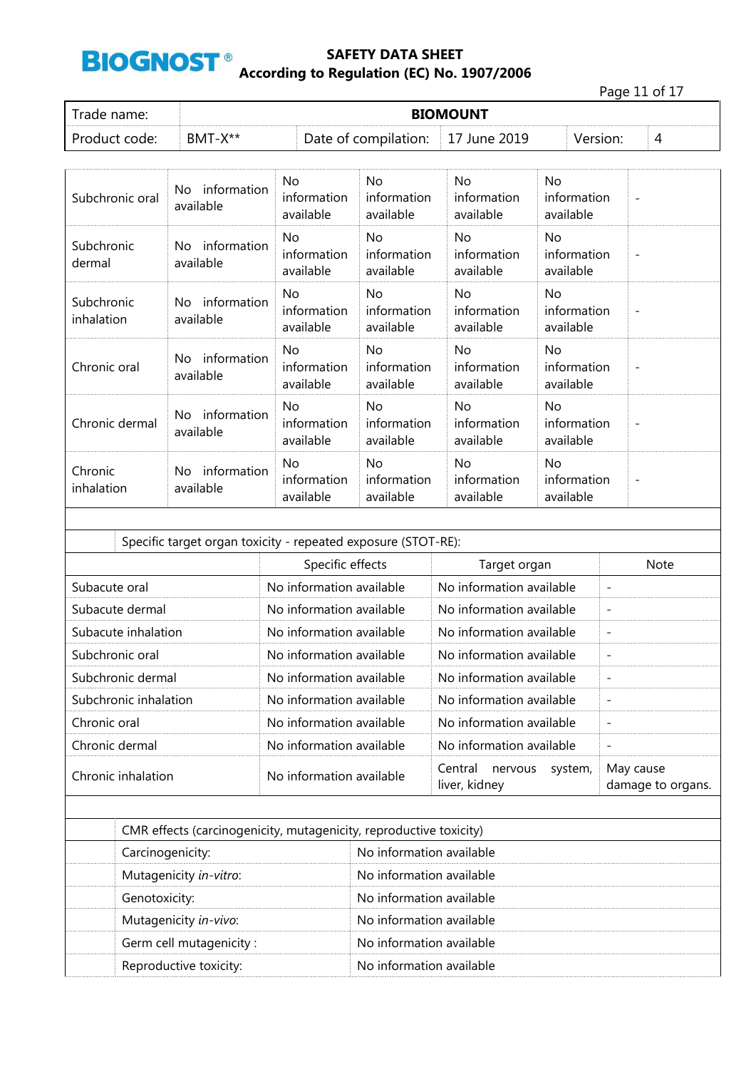| Subchronic oral | No information available | No information available | No information available | No information available | No information available | - |
|---|---|---|---|---|---|---|
| Subchronic dermal | No information available | No information available | No information available | No information available | No information available | - |
| Subchronic inhalation | No information available | No information available | No information available | No information available | No information available | - |
| Chronic oral | No information available | No information available | No information available | No information available | No information available | - |
| Chronic dermal | No information available | No information available | No information available | No information available | No information available | - |
| Chronic inhalation | No information available | No information available | No information available | No information available | No information available | - |

Specific target organ toxicity - repeated exposure (STOT-RE):

| | Specific effects | Target organ | Note |
|---|---|---|---|
| Subacute oral | No information available | No information available | - |
| Subacute dermal | No information available | No information available | - |
| Subacute inhalation | No information available | No information available | - |
| Subchronic oral | No information available | No information available | - |
| Subchronic dermal | No information available | No information available | - |
| Subchronic inhalation | No information available | No information available | - |
| Chronic oral | No information available | No information available | - |
| Chronic dermal | No information available | No information available | - |
| Chronic inhalation | No information available | Central nervous system, liver, kidney | May cause damage to organs. |

CMR effects (carcinogenicity, mutagenicity, reproductive toxicity)

| | |
|---|---|
| Carcinogenicity: | No information available |
| Mutagenicity *in-vitro*: | No information available |
| Genotoxicity: | No information available |
| Mutagenicity *in-vivo*: | No information available |
| Germ cell mutagenicity : | No information available |
| Reproductive toxicity: | No information available |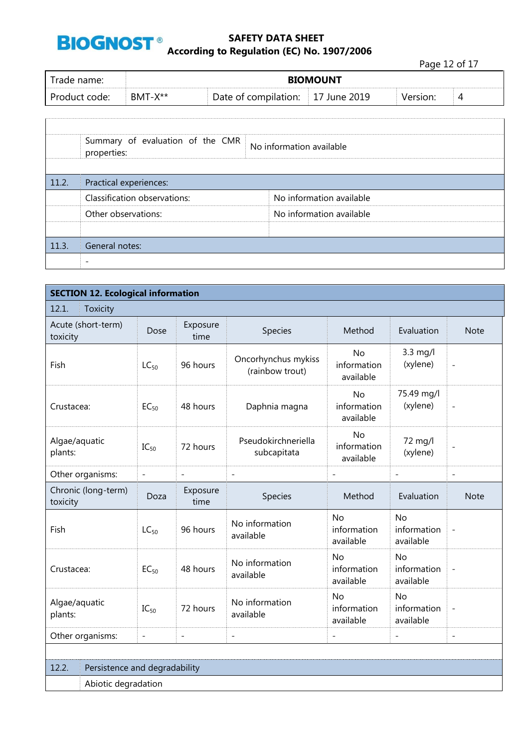| | | |
|---|---|---|
| | Summary of evaluation of the CMR properties: | No information available |

| | | |
|---|---|---|
| 11.2. | Practical experiences: | |
| | Classification observations: | No information available |
| | Other observations: | No information available |
| 11.3. | General notes: | |
| | - | |

## SECTION 12. Ecological information

### 12.1. Toxicity

| Acute (short-term) toxicity | Dose | Exposure time | Species | Method | Evaluation | Note |
|---|---|---|---|---|---|---|
| Fish | $LC_{50}$ | 96 hours | Oncorhynchus mykiss (rainbow trout) | No information available | 3.3 mg/l (xylene) | - |
| Crustacea: | $EC_{50}$ | 48 hours | Daphnia magna | No information available | 75.49 mg/l (xylene) | - |
| Algae/aquatic plants: | $IC_{50}$ | 72 hours | Pseudokirchneriella subcapitata | No information available | 72 mg/l (xylene) | - |
| Other organisms: | - | - | - | - | - | - |

| Chronic (long-term) toxicity | Doza | Exposure time | Species | Method | Evaluation | Note |
|---|---|---|---|---|---|---|
| Fish | $LC_{50}$ | 96 hours | No information available | No information available | No information available | - |
| Crustacea: | $EC_{50}$ | 48 hours | No information available | No information available | No information available | - |
| Algae/aquatic plants: | $IC_{50}$ | 72 hours | No information available | No information available | No information available | - |
| Other organisms: | - | - | - | - | - | - |

### 12.2. Persistence and degradability

Abiotic degradation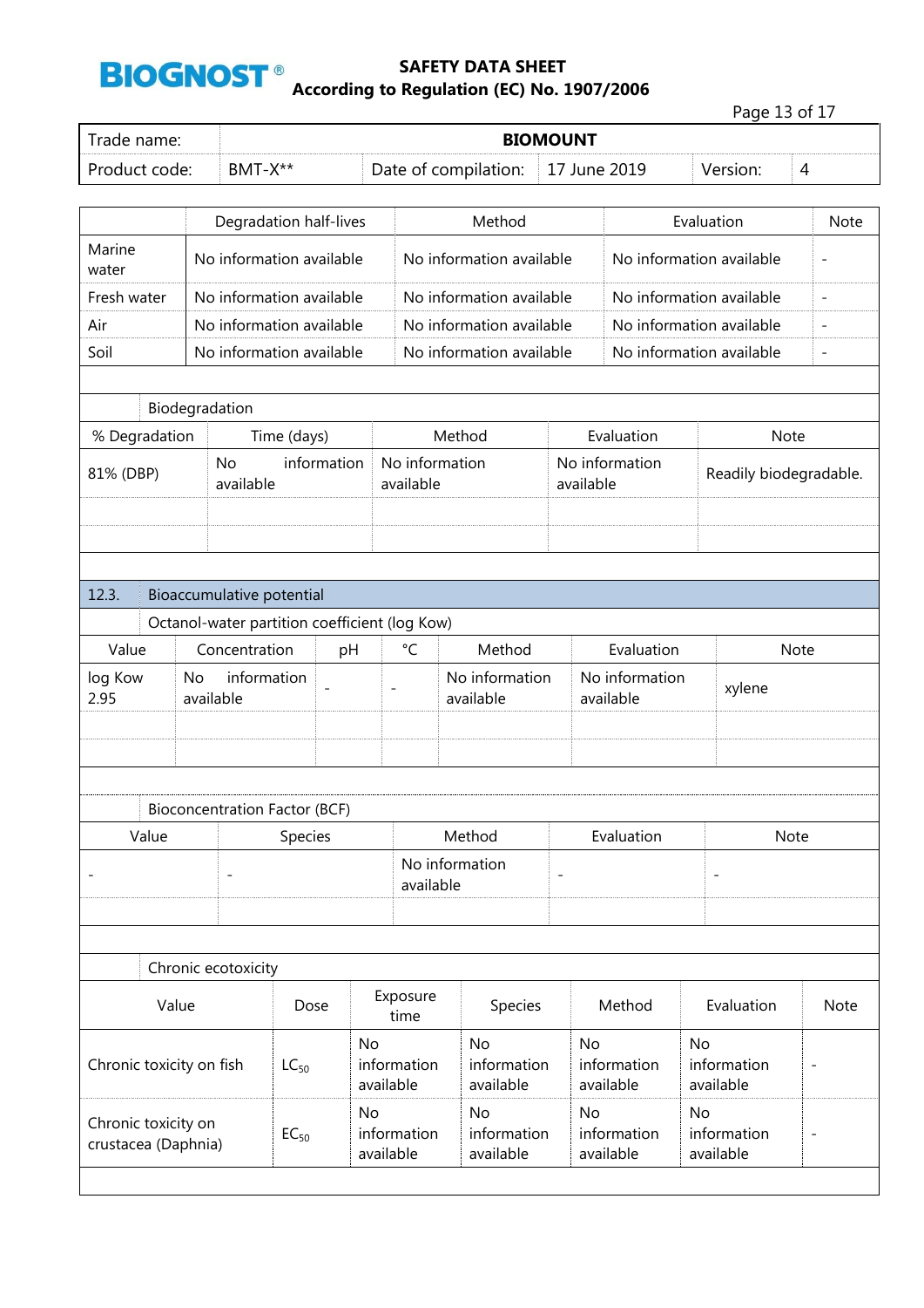| | Degradation half-lives | Method | Evaluation | Note |
|---|---|---|---|---|
| Marine water | No information available | No information available | No information available | - |
| Fresh water | No information available | No information available | No information available | - |
| Air | No information available | No information available | No information available | - |
| Soil | No information available | No information available | No information available | - |

Biodegradation

| % Degradation | Time (days) | Method | Evaluation | Note |
|---|---|---|---|---|
| 81% (DBP) | No information available | No information available | No information available | Readily biodegradable. |
| | | | | |
| | | | | |

## 12.3. Bioaccumulative potential

Octanol-water partition coefficient (log Kow)

| Value | Concentration | pH | °C | Method | Evaluation | Note |
|---|---|---|---|---|---|---|
| log Kow 2.95 | No information available | - | - | No information available | No information available | xylene |
| | | | | | | |
| | | | | | | |

Bioconcentration Factor (BCF)

| Value | Species | Method | Evaluation | Note |
|---|---|---|---|---|
| - | - | No information available | - | - |
| | | | | |

Chronic ecotoxicity

| Value | Dose | Exposure time | Species | Method | Evaluation | Note |
|---|---|---|---|---|---|---|
| Chronic toxicity on fish | $LC_{50}$ | No information available | No information available | No information available | No information available | - |
| Chronic toxicity on crustacea (Daphnia) | $EC_{50}$ | No information available | No information available | No information available | No information available | - |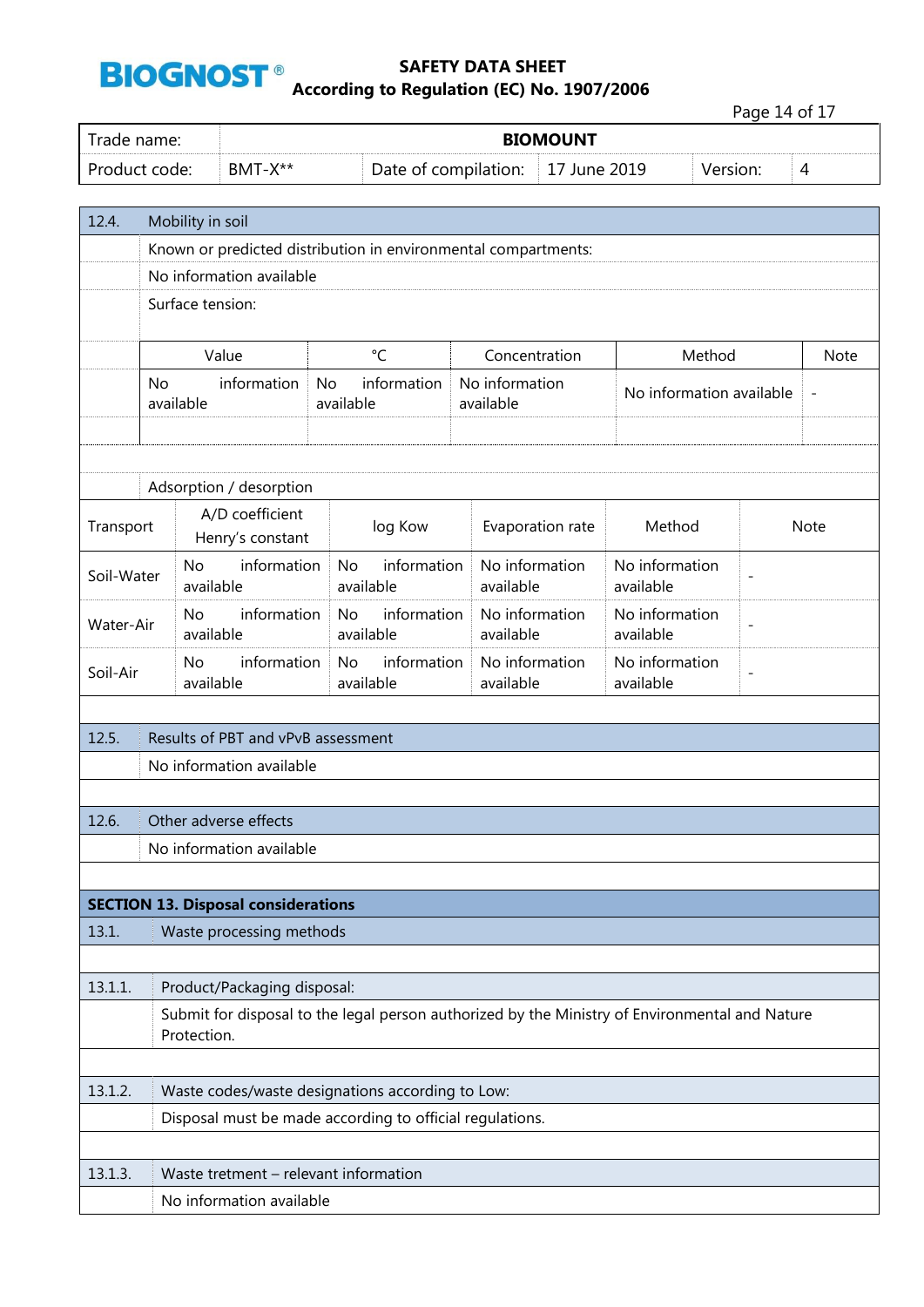| Trade name: | BIOMOUNT | | | | |
|---|---|---|---|---|---|
| Product code: | BMT-X** | Date of compilation: | 17 June 2019 | Version: | 4 |

## 12.4. Mobility in soil

Known or predicted distribution in environmental compartments:

No information available

Surface tension:

| Value | °C | Concentration | Method | Note |
|---|---|---|---|---|
| No information available | No information available | No information available | No information available | - |

Adsorption / desorption

| Transport | A/D coefficient Henry's constant | log Kow | Evaporation rate | Method | Note |
|---|---|---|---|---|---|
| Soil-Water | No information available | No information available | No information available | No information available | - |
| Water-Air | No information available | No information available | No information available | No information available | - |
| Soil-Air | No information available | No information available | No information available | No information available | - |

## 12.5. Results of PBT and vPvB assessment

No information available

## 12.6. Other adverse effects

No information available

# SECTION 13. Disposal considerations

## 13.1. Waste processing methods

### 13.1.1. Product/Packaging disposal:

Submit for disposal to the legal person authorized by the Ministry of Environmental and Nature Protection.

### 13.1.2. Waste codes/waste designations according to Low:

Disposal must be made according to official regulations.

### 13.1.3. Waste tretment – relevant information

No information available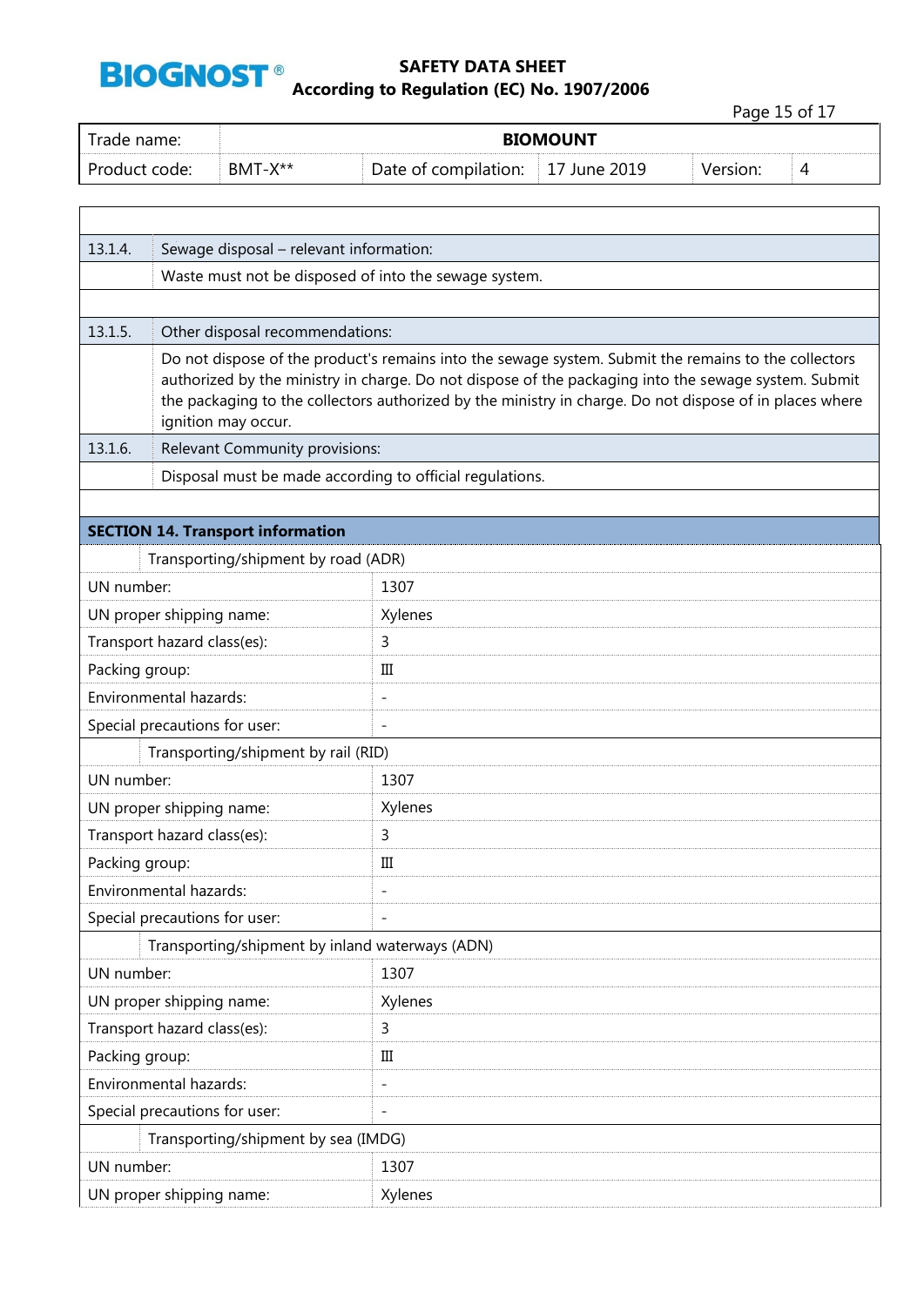| | |
|---|---|
| 13.1.4. | Sewage disposal – relevant information: |
| | Waste must not be disposed of into the sewage system. |
| 13.1.5. | Other disposal recommendations: |
| | Do not dispose of the product's remains into the sewage system. Submit the remains to the collectors authorized by the ministry in charge. Do not dispose of the packaging into the sewage system. Submit the packaging to the collectors authorized by the ministry in charge. Do not dispose of in places where ignition may occur. |
| 13.1.6. | Relevant Community provisions: |
| | Disposal must be made according to official regulations. |

## SECTION 14. Transport information

| Transporting/shipment by road (ADR) | |
|---|---|
| UN number: | 1307 |
| UN proper shipping name: | Xylenes |
| Transport hazard class(es): | 3 |
| Packing group: | III |
| Environmental hazards: | - |
| Special precautions for user: | - |
| **Transporting/shipment by rail (RID)** | |
| UN number: | 1307 |
| UN proper shipping name: | Xylenes |
| Transport hazard class(es): | 3 |
| Packing group: | III |
| Environmental hazards: | - |
| Special precautions for user: | - |
| **Transporting/shipment by inland waterways (ADN)** | |
| UN number: | 1307 |
| UN proper shipping name: | Xylenes |
| Transport hazard class(es): | 3 |
| Packing group: | III |
| Environmental hazards: | - |
| Special precautions for user: | - |
| **Transporting/shipment by sea (IMDG)** | |
| UN number: | 1307 |
| UN proper shipping name: | Xylenes |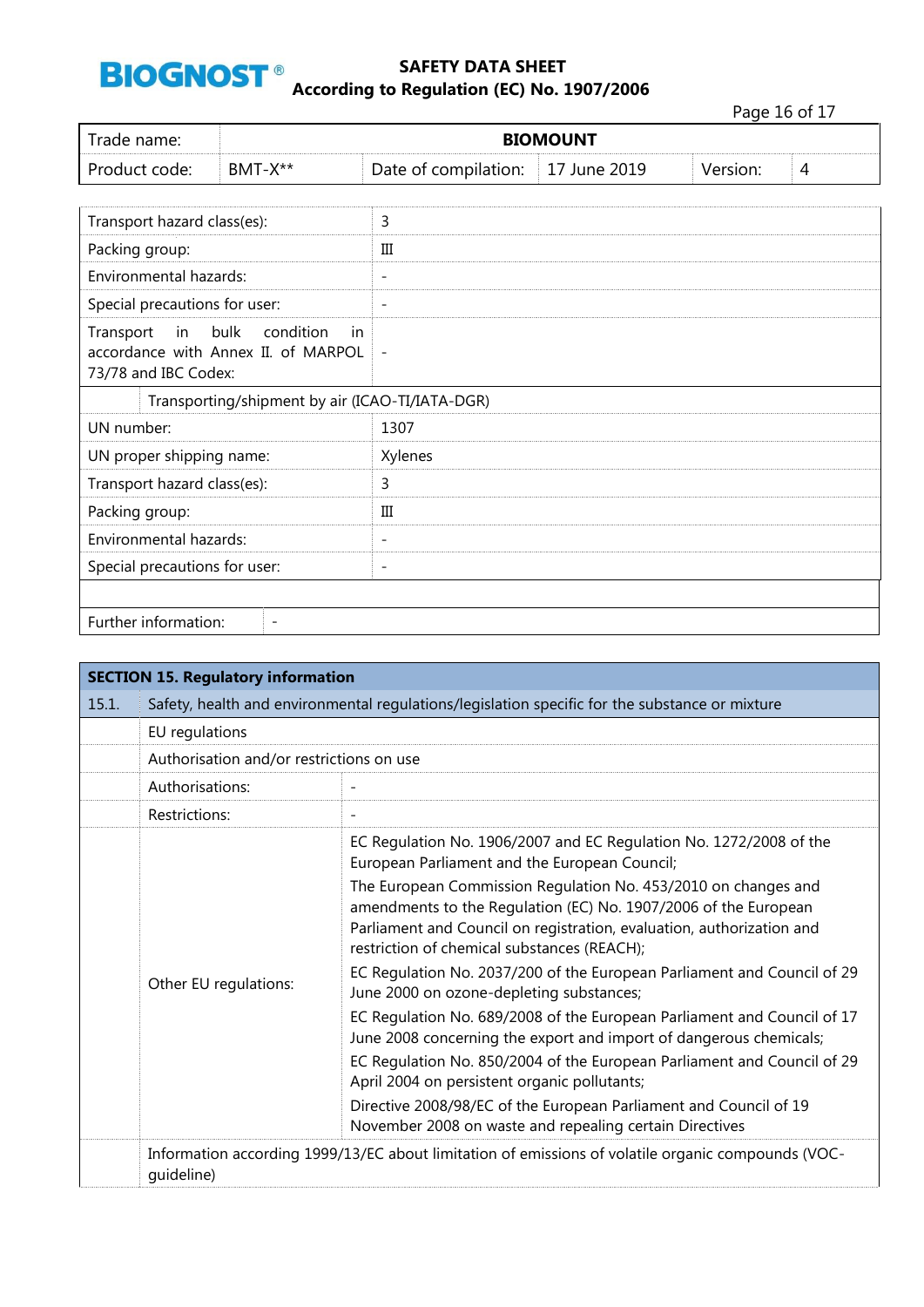| Trade name: | BIOMOUNT | | | | |
|---|---|---|---|---|---|
| Product code: | BMT-X** | Date of compilation: | 17 June 2019 | Version: | 4 |

| | |
|---|---|
| Transport hazard class(es): | 3 |
| Packing group: | III |
| Environmental hazards: | - |
| Special precautions for user: | - |
| Transport in bulk condition in accordance with Annex II. of MARPOL 73/78 and IBC Codex: | - |
| **Transporting/shipment by air (ICAO-TI/IATA-DGR)** | |
| UN number: | 1307 |
| UN proper shipping name: | Xylenes |
| Transport hazard class(es): | 3 |
| Packing group: | III |
| Environmental hazards: | - |
| Special precautions for user: | - |
| | |
| Further information: | - |

## SECTION 15. Regulatory information

| | | |
|---|---|---|
| 15.1. | Safety, health and environmental regulations/legislation specific for the substance or mixture | |
| | EU regulations | |
| | Authorisation and/or restrictions on use | |
| | Authorisations: | - |
| | Restrictions: | - |
| | Other EU regulations: | EC Regulation No. 1906/2007 and EC Regulation No. 1272/2008 of the European Parliament and the European Council;<br>The European Commission Regulation No. 453/2010 on changes and amendments to the Regulation (EC) No. 1907/2006 of the European Parliament and Council on registration, evaluation, authorization and restriction of chemical substances (REACH);<br>EC Regulation No. 2037/200 of the European Parliament and Council of 29 June 2000 on ozone-depleting substances;<br>EC Regulation No. 689/2008 of the European Parliament and Council of 17 June 2008 concerning the export and import of dangerous chemicals;<br>EC Regulation No. 850/2004 of the European Parliament and Council of 29 April 2004 on persistent organic pollutants;<br>Directive 2008/98/EC of the European Parliament and Council of 19 November 2008 on waste and repealing certain Directives |
| | Information according 1999/13/EC about limitation of emissions of volatile organic compounds (VOC-guideline) | |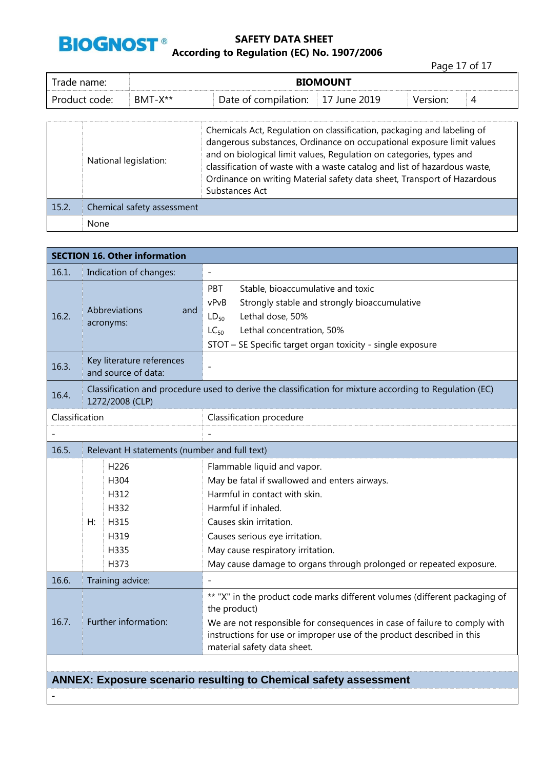| | | |
|---|---|---|
| Trade name: | **BIOMOUNT** | |
| Product code: | BMT-X** | Date of compilation: 17 June 2019 | Version: 4 |

| | | |
|---|---|---|
| | National legislation: | Chemicals Act, Regulation on classification, packaging and labeling of dangerous substances, Ordinance on occupational exposure limit values and on biological limit values, Regulation on categories, types and classification of waste with a waste catalog and list of hazardous waste, Ordinance on writing Material safety data sheet, Transport of Hazardous Substances Act |
| 15.2. | Chemical safety assessment | |
| | None | |

## SECTION 16. Other information

| | | |
|---|---|---|
| 16.1. | Indication of changes: | - |
| 16.2. | Abbreviations and acronyms: | PBT Stable, bioaccumulative and toxic<br>vPvB Strongly stable and strongly bioaccumulative<br>$LD_{50}$ Lethal dose, 50%<br>$LC_{50}$ Lethal concentration, 50%<br>STOT – SE Specific target organ toxicity - single exposure |
| 16.3. | Key literature references and source of data: | - |
| 16.4. | Classification and procedure used to derive the classification for mixture according to Regulation (EC) 1272/2008 (CLP) | |

| Classification | Classification procedure |
|---|---|
| - | - |

**16.5. Relevant H statements (number and full text)**

| | | |
|---|---|---|
| H: | H226 | Flammable liquid and vapor. |
| | H304 | May be fatal if swallowed and enters airways. |
| | H312 | Harmful in contact with skin. |
| | H332 | Harmful if inhaled. |
| | H315 | Causes skin irritation. |
| | H319 | Causes serious eye irritation. |
| | H335 | May cause respiratory irritation. |
| | H373 | May cause damage to organs through prolonged or repeated exposure. |

| | | |
|---|---|---|
| 16.6. | Training advice: | - |
| 16.7. | Further information: | ** "X" in the product code marks different volumes (different packaging of the product)<br>We are not responsible for consequences in case of failure to comply with instructions for use or improper use of the product described in this material safety data sheet. |

## ANNEX: Exposure scenario resulting to Chemical safety assessment

-